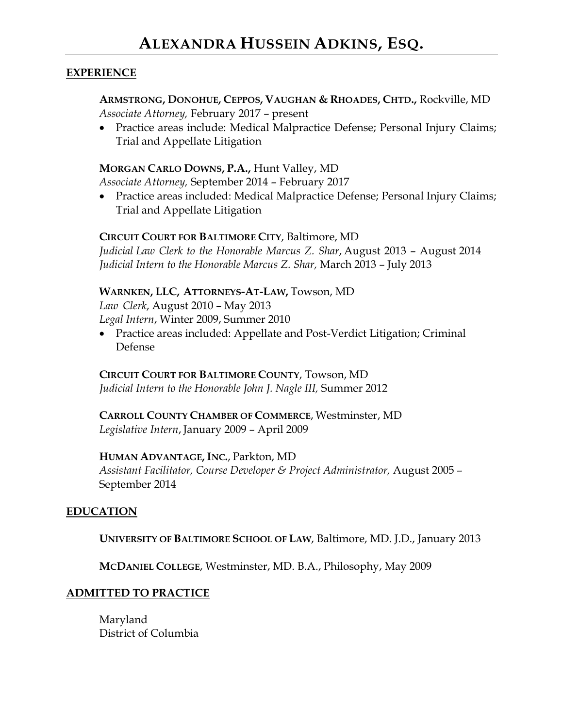# ALEXANDRA HUSSEIN ADKINS, ESQ.

## EXPERIENCE

**ARMSTRONG, DONOHUE, CEPPOS, VAUGHAN & RHOADES, CHTD.,** Rockville, MD
*Associate Attorney,* February 2017 – present

- Practice areas include: Medical Malpractice Defense; Personal Injury Claims; Trial and Appellate Litigation

**MORGAN CARLO DOWNS, P.A.,** Hunt Valley, MD
*Associate Attorney,* September 2014 – February 2017

- Practice areas included: Medical Malpractice Defense; Personal Injury Claims; Trial and Appellate Litigation

**CIRCUIT COURT FOR BALTIMORE CITY**, Baltimore, MD
*Judicial Law Clerk to the Honorable Marcus Z. Shar*, August 2013 – August 2014
*Judicial Intern to the Honorable Marcus Z. Shar,* March 2013 – July 2013

**WARNKEN, LLC, ATTORNEYS-AT-LAW,** Towson, MD
*Law Clerk*, August 2010 – May 2013
*Legal Intern*, Winter 2009, Summer 2010

- Practice areas included: Appellate and Post-Verdict Litigation; Criminal Defense

**CIRCUIT COURT FOR BALTIMORE COUNTY**, Towson, MD
*Judicial Intern to the Honorable John J. Nagle III,* Summer 2012

**CARROLL COUNTY CHAMBER OF COMMERCE**, Westminster, MD
*Legislative Intern*, January 2009 – April 2009

**HUMAN ADVANTAGE, INC.,** Parkton, MD
*Assistant Facilitator, Course Developer & Project Administrator,* August 2005 – September 2014

## EDUCATION

**UNIVERSITY OF BALTIMORE SCHOOL OF LAW**, Baltimore, MD. J.D., January 2013

**MCDANIEL COLLEGE**, Westminster, MD. B.A., Philosophy, May 2009

## ADMITTED TO PRACTICE

Maryland
District of Columbia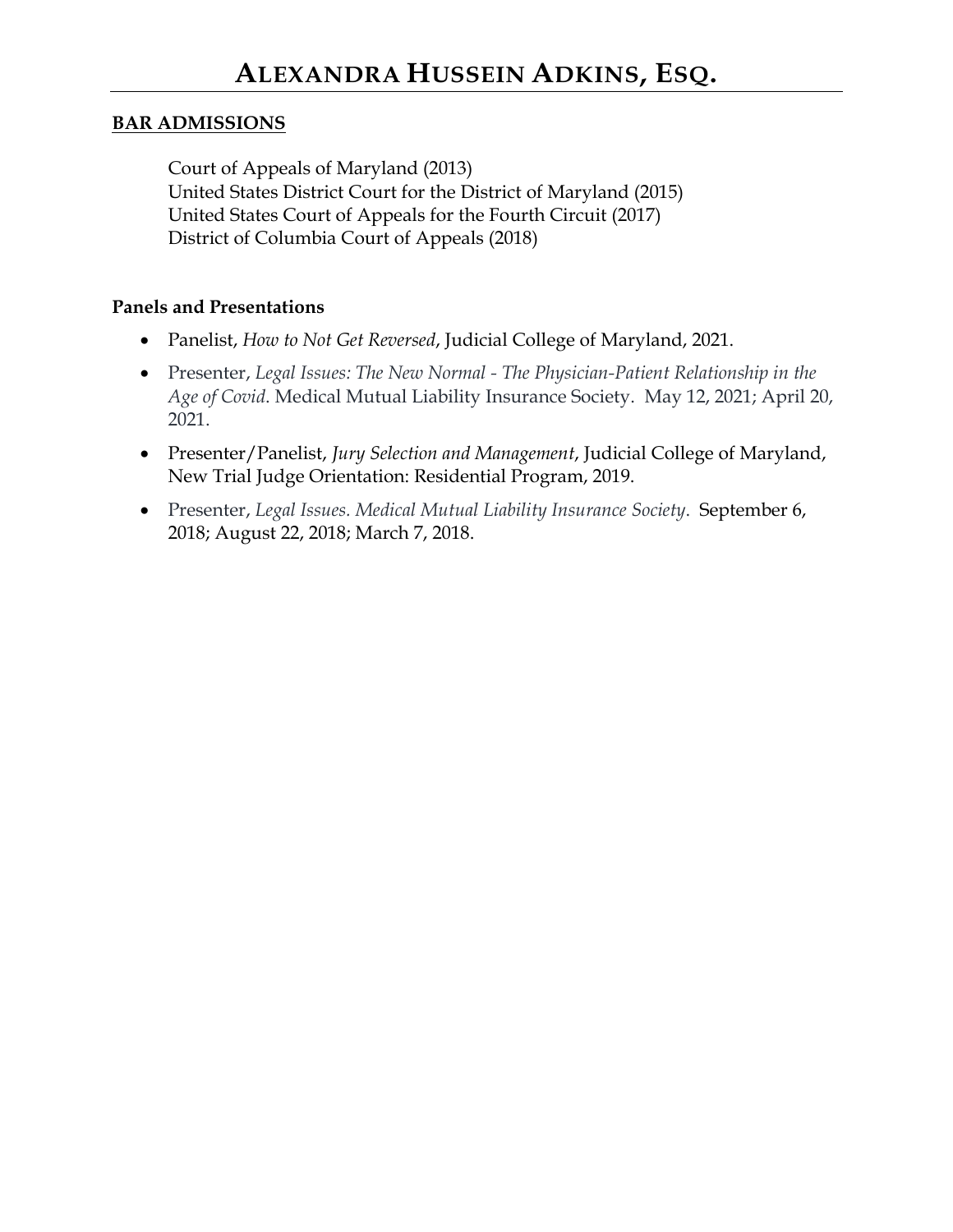# ALEXANDRA HUSSEIN ADKINS, ESQ.

**BAR ADMISSIONS**

Court of Appeals of Maryland (2013)
United States District Court for the District of Maryland (2015)
United States Court of Appeals for the Fourth Circuit (2017)
District of Columbia Court of Appeals (2018)

**Panels and Presentations**

- Panelist, *How to Not Get Reversed*, Judicial College of Maryland, 2021.
- Presenter, *Legal Issues: The New Normal - The Physician-Patient Relationship in the Age of Covid*. Medical Mutual Liability Insurance Society. May 12, 2021; April 20, 2021.
- Presenter/Panelist, *Jury Selection and Management*, Judicial College of Maryland, New Trial Judge Orientation: Residential Program, 2019.
- Presenter, *Legal Issues. Medical Mutual Liability Insurance Society*. September 6, 2018; August 22, 2018; March 7, 2018.